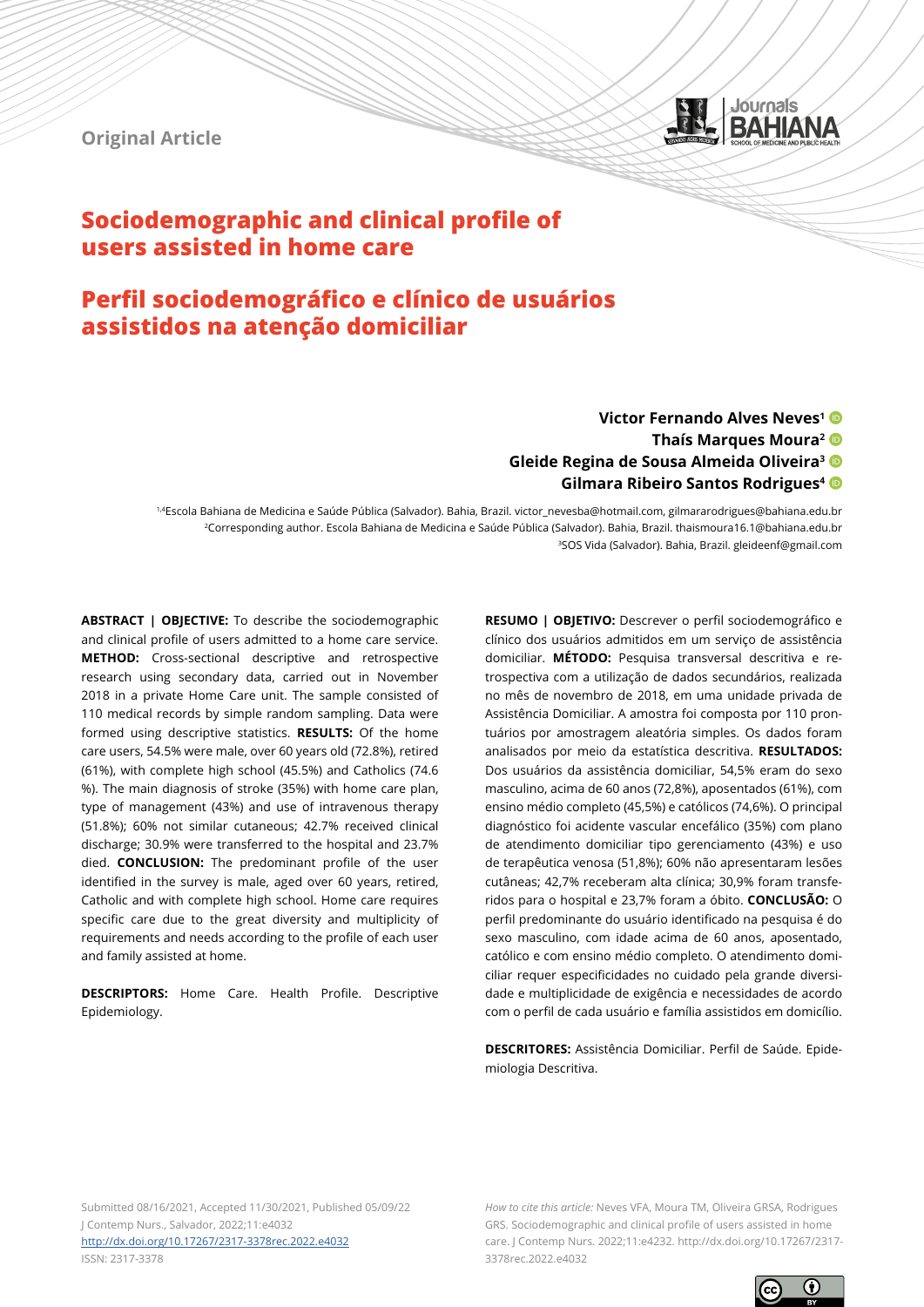Original Article

# Sociodemographic and clinical profile of users assisted in home care

# Perfil sociodemográfico e clínico de usuários assistidos na atenção domiciliar

**Victor Fernando Alves Neves[1]**
**Thaís Marques Moura[2]**
**Gleide Regina de Sousa Almeida Oliveira[3]**
**Gilmara Ribeiro Santos Rodrigues[4]**

[1,4]Escola Bahiana de Medicina e Saúde Pública (Salvador). Bahia, Brazil. victor_nevesba@hotmail.com, gilmararodrigues@bahiana.edu.br
[2]Corresponding author. Escola Bahiana de Medicina e Saúde Pública (Salvador). Bahia, Brazil. thaismoura16.1@bahiana.edu.br
[3]SOS Vida (Salvador). Bahia, Brazil. gleideenf@gmail.com

**ABSTRACT | OBJECTIVE:** To describe the sociodemographic and clinical profile of users admitted to a home care service. **METHOD:** Cross-sectional descriptive and retrospective research using secondary data, carried out in November 2018 in a private Home Care unit. The sample consisted of 110 medical records by simple random sampling. Data were formed using descriptive statistics. **RESULTS:** Of the home care users, 54.5% were male, over 60 years old (72.8%), retired (61%), with complete high school (45.5%) and Catholics (74.6 %). The main diagnosis of stroke (35%) with home care plan, type of management (43%) and use of intravenous therapy (51.8%); 60% not similar cutaneous; 42.7% received clinical discharge; 30.9% were transferred to the hospital and 23.7% died. **CONCLUSION:** The predominant profile of the user identified in the survey is male, aged over 60 years, retired, Catholic and with complete high school. Home care requires specific care due to the great diversity and multiplicity of requirements and needs according to the profile of each user and family assisted at home.

**DESCRIPTORS:** Home Care. Health Profile. Descriptive Epidemiology.

**RESUMO | OBJETIVO:** Descrever o perfil sociodemográfico e clínico dos usuários admitidos em um serviço de assistência domiciliar. **MÉTODO:** Pesquisa transversal descritiva e retrospectiva com a utilização de dados secundários, realizada no mês de novembro de 2018, em uma unidade privada de Assistência Domiciliar. A amostra foi composta por 110 prontuários por amostragem aleatória simples. Os dados foram analisados por meio da estatística descritiva. **RESULTADOS:** Dos usuários da assistência domiciliar, 54,5% eram do sexo masculino, acima de 60 anos (72,8%), aposentados (61%), com ensino médio completo (45,5%) e católicos (74,6%). O principal diagnóstico foi acidente vascular encefálico (35%) com plano de atendimento domiciliar tipo gerenciamento (43%) e uso de terapêutica venosa (51,8%); 60% não apresentaram lesões cutâneas; 42,7% receberam alta clínica; 30,9% foram transferidos para o hospital e 23,7% foram a óbito. **CONCLUSÃO:** O perfil predominante do usuário identificado na pesquisa é do sexo masculino, com idade acima de 60 anos, aposentado, católico e com ensino médio completo. O atendimento domiciliar requer especificidades no cuidado pela grande diversidade e multiplicidade de exigência e necessidades de acordo com o perfil de cada usuário e família assistidos em domicílio.

**DESCRITORES:** Assistência Domiciliar. Perfil de Saúde. Epidemiologia Descritiva.

Submitted 08/16/2021, Accepted 11/30/2021, Published 05/09/22
J Contemp Nurs., Salvador, 2022;11:e4032
http://dx.doi.org/10.17267/2317-3378rec.2022.e4032
ISSN: 2317-3378

*How to cite this article:* Neves VFA, Moura TM, Oliveira GRSA, Rodrigues GRS. Sociodemographic and clinical profile of users assisted in home care. J Contemp Nurs. 2022;11:e4232. http://dx.doi.org/10.17267/2317-3378rec.2022.e4032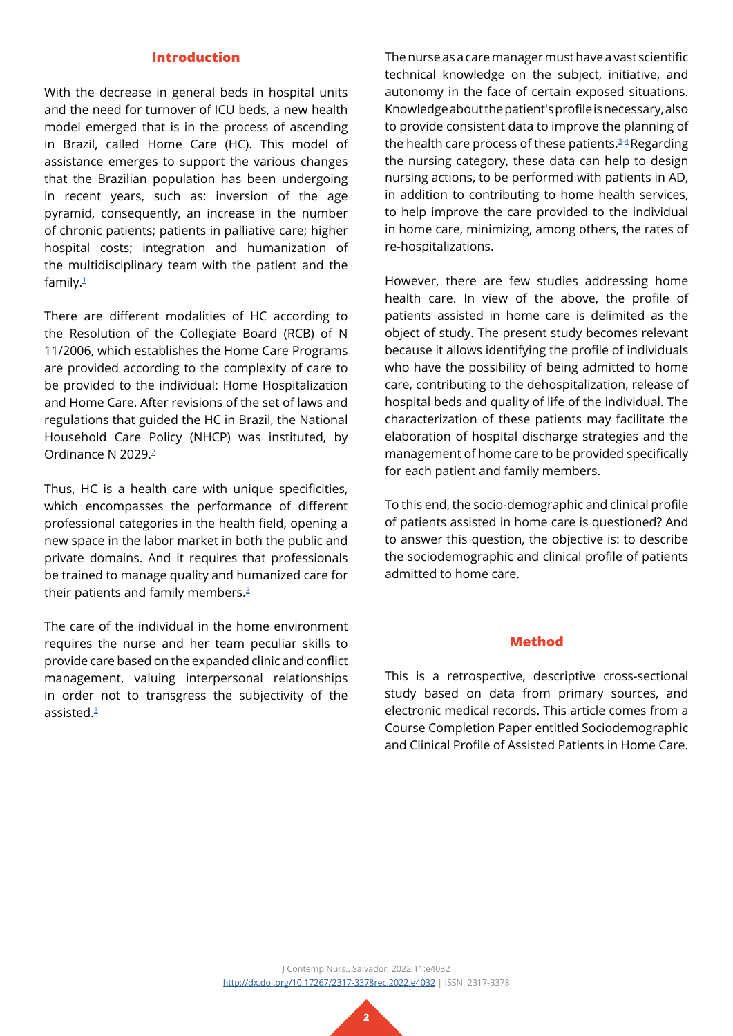## Introduction

With the decrease in general beds in hospital units and the need for turnover of ICU beds, a new health model emerged that is in the process of ascending in Brazil, called Home Care (HC). This model of assistance emerges to support the various changes that the Brazilian population has been undergoing in recent years, such as: inversion of the age pyramid, consequently, an increase in the number of chronic patients; patients in palliative care; higher hospital costs; integration and humanization of the multidisciplinary team with the patient and the family.[1]

There are different modalities of HC according to the Resolution of the Collegiate Board (RCB) of N 11/2006, which establishes the Home Care Programs are provided according to the complexity of care to be provided to the individual: Home Hospitalization and Home Care. After revisions of the set of laws and regulations that guided the HC in Brazil, the National Household Care Policy (NHCP) was instituted, by Ordinance N 2029.[2]

Thus, HC is a health care with unique specificities, which encompasses the performance of different professional categories in the health field, opening a new space in the labor market in both the public and private domains. And it requires that professionals be trained to manage quality and humanized care for their patients and family members.[3]

The care of the individual in the home environment requires the nurse and her team peculiar skills to provide care based on the expanded clinic and conflict management, valuing interpersonal relationships in order not to transgress the subjectivity of the assisted.[3]

The nurse as a care manager must have a vast scientific technical knowledge on the subject, initiative, and autonomy in the face of certain exposed situations. Knowledge about the patient's profile is necessary, also to provide consistent data to improve the planning of the health care process of these patients.[3-4] Regarding the nursing category, these data can help to design nursing actions, to be performed with patients in AD, in addition to contributing to home health services, to help improve the care provided to the individual in home care, minimizing, among others, the rates of re-hospitalizations.

However, there are few studies addressing home health care. In view of the above, the profile of patients assisted in home care is delimited as the object of study. The present study becomes relevant because it allows identifying the profile of individuals who have the possibility of being admitted to home care, contributing to the dehospitalization, release of hospital beds and quality of life of the individual. The characterization of these patients may facilitate the elaboration of hospital discharge strategies and the management of home care to be provided specifically for each patient and family members.

To this end, the socio-demographic and clinical profile of patients assisted in home care is questioned? And to answer this question, the objective is: to describe the sociodemographic and clinical profile of patients admitted to home care.

## Method

This is a retrospective, descriptive cross-sectional study based on data from primary sources, and electronic medical records. This article comes from a Course Completion Paper entitled Sociodemographic and Clinical Profile of Assisted Patients in Home Care.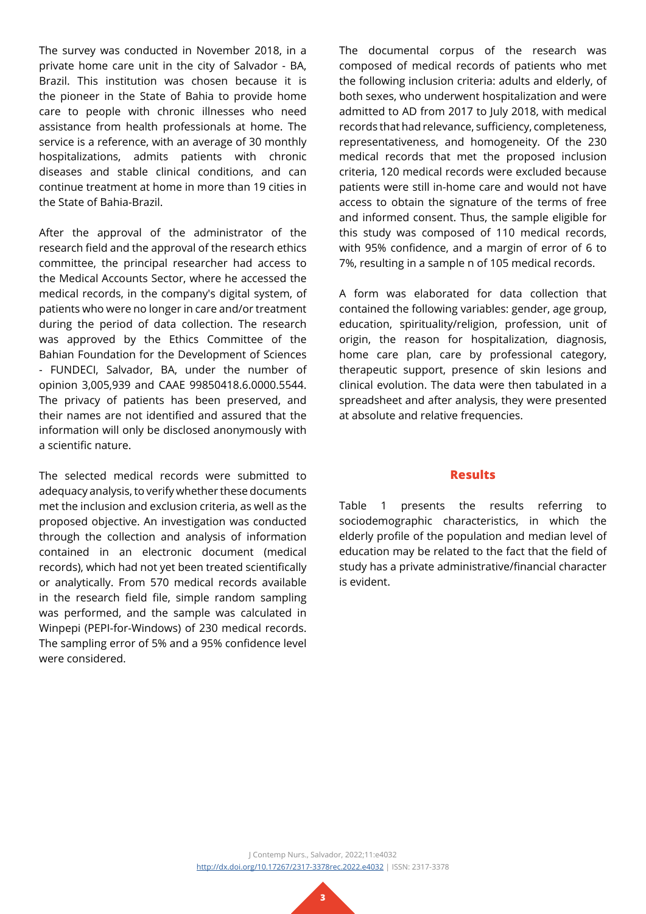The survey was conducted in November 2018, in a private home care unit in the city of Salvador - BA, Brazil. This institution was chosen because it is the pioneer in the State of Bahia to provide home care to people with chronic illnesses who need assistance from health professionals at home. The service is a reference, with an average of 30 monthly hospitalizations, admits patients with chronic diseases and stable clinical conditions, and can continue treatment at home in more than 19 cities in the State of Bahia-Brazil.

After the approval of the administrator of the research field and the approval of the research ethics committee, the principal researcher had access to the Medical Accounts Sector, where he accessed the medical records, in the company's digital system, of patients who were no longer in care and/or treatment during the period of data collection. The research was approved by the Ethics Committee of the Bahian Foundation for the Development of Sciences - FUNDECI, Salvador, BA, under the number of opinion 3,005,939 and CAAE 99850418.6.0000.5544. The privacy of patients has been preserved, and their names are not identified and assured that the information will only be disclosed anonymously with a scientific nature.

The selected medical records were submitted to adequacy analysis, to verify whether these documents met the inclusion and exclusion criteria, as well as the proposed objective. An investigation was conducted through the collection and analysis of information contained in an electronic document (medical records), which had not yet been treated scientifically or analytically. From 570 medical records available in the research field file, simple random sampling was performed, and the sample was calculated in Winpepi (PEPI-for-Windows) of 230 medical records. The sampling error of 5% and a 95% confidence level were considered.

The documental corpus of the research was composed of medical records of patients who met the following inclusion criteria: adults and elderly, of both sexes, who underwent hospitalization and were admitted to AD from 2017 to July 2018, with medical records that had relevance, sufficiency, completeness, representativeness, and homogeneity. Of the 230 medical records that met the proposed inclusion criteria, 120 medical records were excluded because patients were still in-home care and would not have access to obtain the signature of the terms of free and informed consent. Thus, the sample eligible for this study was composed of 110 medical records, with 95% confidence, and a margin of error of 6 to 7%, resulting in a sample n of 105 medical records.

A form was elaborated for data collection that contained the following variables: gender, age group, education, spirituality/religion, profession, unit of origin, the reason for hospitalization, diagnosis, home care plan, care by professional category, therapeutic support, presence of skin lesions and clinical evolution. The data were then tabulated in a spreadsheet and after analysis, they were presented at absolute and relative frequencies.

## Results

Table 1 presents the results referring to sociodemographic characteristics, in which the elderly profile of the population and median level of education may be related to the fact that the field of study has a private administrative/financial character is evident.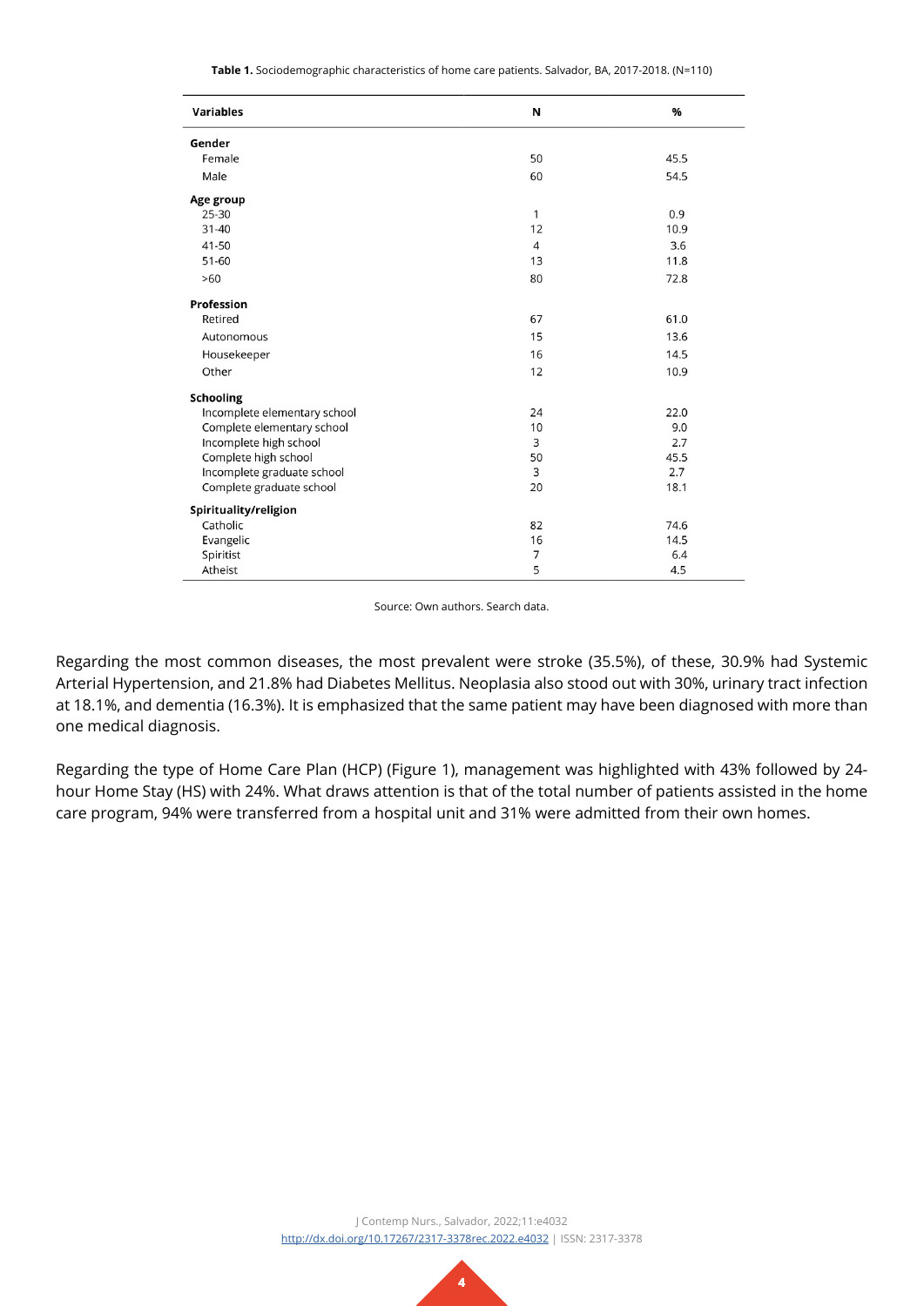**Table 1.** Sociodemographic characteristics of home care patients. Salvador, BA, 2017-2018. (N=110)

| Variables | N | % |
|---|---|---|
| **Gender** | | |
| Female | 50 | 45.5 |
| Male | 60 | 54.5 |
| **Age group** | | |
| 25-30 | 1 | 0.9 |
| 31-40 | 12 | 10.9 |
| 41-50 | 4 | 3.6 |
| 51-60 | 13 | 11.8 |
| >60 | 80 | 72.8 |
| **Profession** | | |
| Retired | 67 | 61.0 |
| Autonomous | 15 | 13.6 |
| Housekeeper | 16 | 14.5 |
| Other | 12 | 10.9 |
| **Schooling** | | |
| Incomplete elementary school | 24 | 22.0 |
| Complete elementary school | 10 | 9.0 |
| Incomplete high school | 3 | 2.7 |
| Complete high school | 50 | 45.5 |
| Incomplete graduate school | 3 | 2.7 |
| Complete graduate school | 20 | 18.1 |
| **Spirituality/religion** | | |
| Catholic | 82 | 74.6 |
| Evangelic | 16 | 14.5 |
| Spiritist | 7 | 6.4 |
| Atheist | 5 | 4.5 |

Source: Own authors. Search data.

Regarding the most common diseases, the most prevalent were stroke (35.5%), of these, 30.9% had Systemic Arterial Hypertension, and 21.8% had Diabetes Mellitus. Neoplasia also stood out with 30%, urinary tract infection at 18.1%, and dementia (16.3%). It is emphasized that the same patient may have been diagnosed with more than one medical diagnosis.

Regarding the type of Home Care Plan (HCP) (Figure 1), management was highlighted with 43% followed by 24-hour Home Stay (HS) with 24%. What draws attention is that of the total number of patients assisted in the home care program, 94% were transferred from a hospital unit and 31% were admitted from their own homes.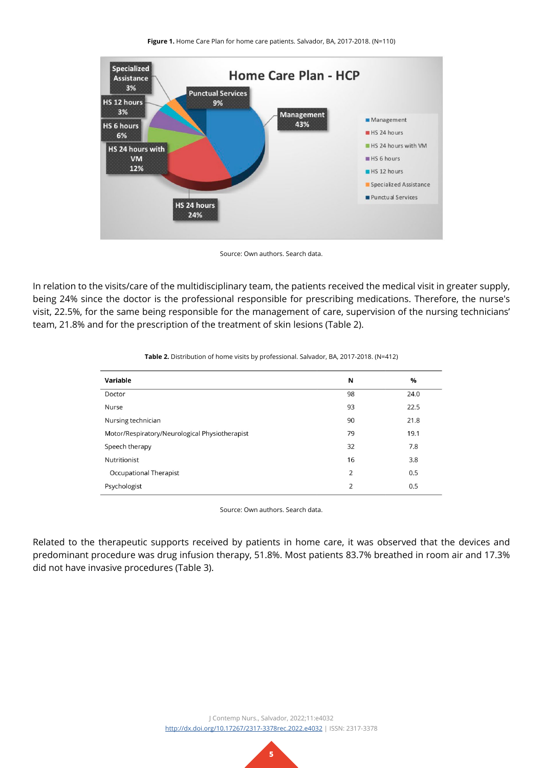**Figure 1.** Home Care Plan for home care patients. Salvador, BA, 2017-2018. (N=110)

Source: Own authors. Search data.

In relation to the visits/care of the multidisciplinary team, the patients received the medical visit in greater supply, being 24% since the doctor is the professional responsible for prescribing medications. Therefore, the nurse's visit, 22.5%, for the same being responsible for the management of care, supervision of the nursing technicians' team, 21.8% and for the prescription of the treatment of skin lesions (Table 2).

**Table 2.** Distribution of home visits by professional. Salvador, BA, 2017-2018. (N=412)

| Variable | N | % |
|---|---|---|
| Doctor | 98 | 24.0 |
| Nurse | 93 | 22.5 |
| Nursing technician | 90 | 21.8 |
| Motor/Respiratory/Neurological Physiotherapist | 79 | 19.1 |
| Speech therapy | 32 | 7.8 |
| Nutritionist | 16 | 3.8 |
| Occupational Therapist | 2 | 0.5 |
| Psychologist | 2 | 0.5 |

Source: Own authors. Search data.

Related to the therapeutic supports received by patients in home care, it was observed that the devices and predominant procedure was drug infusion therapy, 51.8%. Most patients 83.7% breathed in room air and 17.3% did not have invasive procedures (Table 3).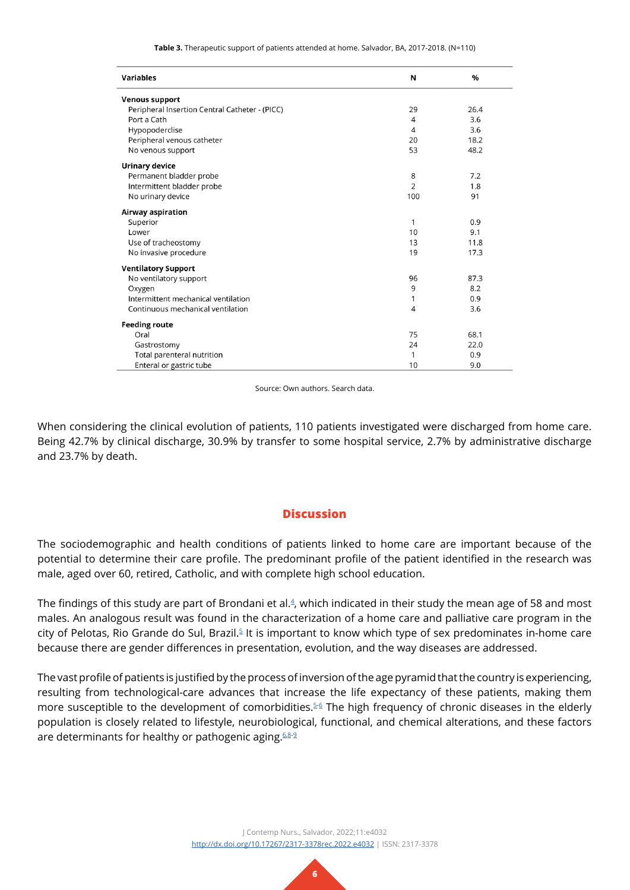**Table 3.** Therapeutic support of patients attended at home. Salvador, BA, 2017-2018. (N=110)

| Variables | N | % |
|---|---|---|
| **Venous support** | | |
| Peripheral Insertion Central Catheter - (PICC) | 29 | 26.4 |
| Port a Cath | 4 | 3.6 |
| Hypopoderclise | 4 | 3.6 |
| Peripheral venous catheter | 20 | 18.2 |
| No venous support | 53 | 48.2 |
| **Urinary device** | | |
| Permanent bladder probe | 8 | 7.2 |
| Intermittent bladder probe | 2 | 1.8 |
| No urinary device | 100 | 91 |
| **Airway aspiration** | | |
| Superior | 1 | 0.9 |
| Lower | 10 | 9.1 |
| Use of tracheostomy | 13 | 11.8 |
| No invasive procedure | 19 | 17.3 |
| **Ventilatory Support** | | |
| No ventilatory support | 96 | 87.3 |
| Oxygen | 9 | 8.2 |
| Intermittent mechanical ventilation | 1 | 0.9 |
| Continuous mechanical ventilation | 4 | 3.6 |
| **Feeding route** | | |
| Oral | 75 | 68.1 |
| Gastrostomy | 24 | 22.0 |
| Total parenteral nutrition | 1 | 0.9 |
| Enteral or gastric tube | 10 | 9.0 |

Source: Own authors. Search data.

When considering the clinical evolution of patients, 110 patients investigated were discharged from home care. Being 42.7% by clinical discharge, 30.9% by transfer to some hospital service, 2.7% by administrative discharge and 23.7% by death.

## Discussion

The sociodemographic and health conditions of patients linked to home care are important because of the potential to determine their care profile. The predominant profile of the patient identified in the research was male, aged over 60, retired, Catholic, and with complete high school education.

The findings of this study are part of Brondani et al.[4], which indicated in their study the mean age of 58 and most males. An analogous result was found in the characterization of a home care and palliative care program in the city of Pelotas, Rio Grande do Sul, Brazil.[5] It is important to know which type of sex predominates in-home care because there are gender differences in presentation, evolution, and the way diseases are addressed.

The vast profile of patients is justified by the process of inversion of the age pyramid that the country is experiencing, resulting from technological-care advances that increase the life expectancy of these patients, making them more susceptible to the development of comorbidities.[5-6] The high frequency of chronic diseases in the elderly population is closely related to lifestyle, neurobiological, functional, and chemical alterations, and these factors are determinants for healthy or pathogenic aging.[6,8-9]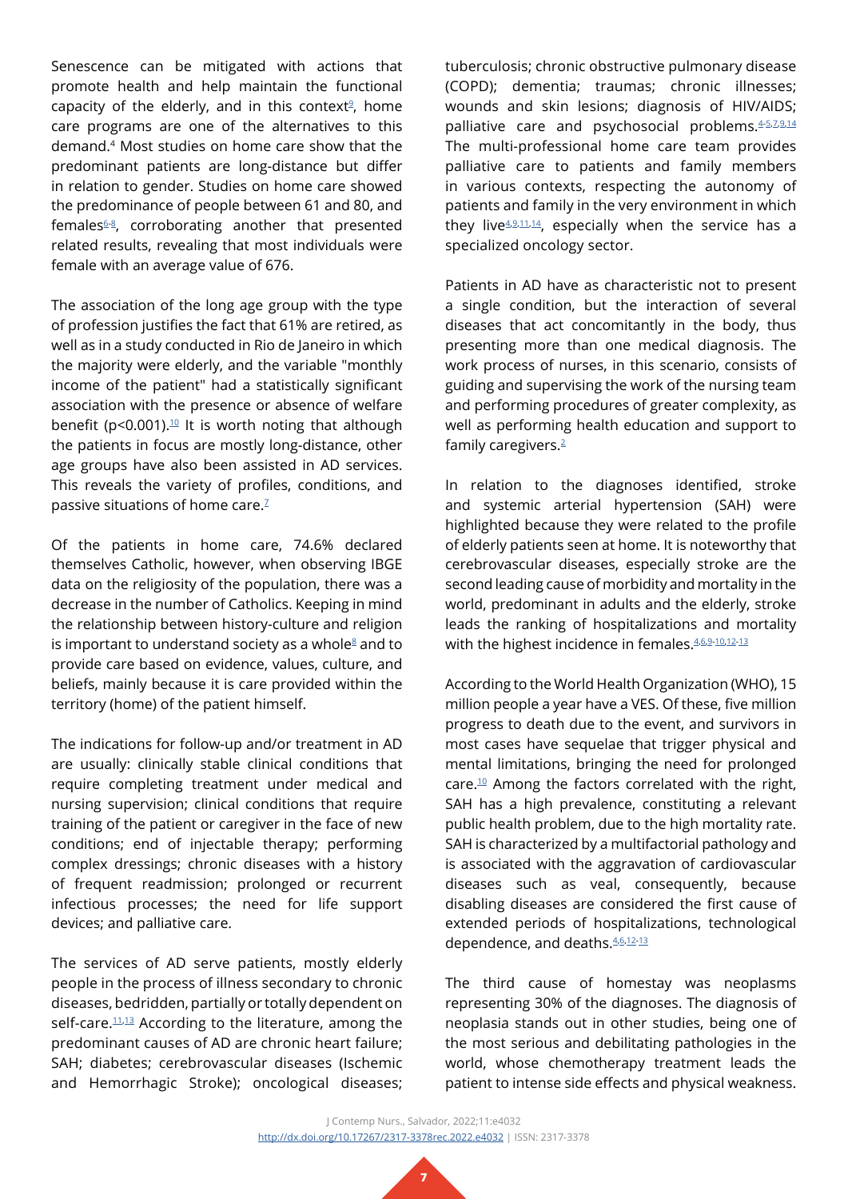Senescence can be mitigated with actions that promote health and help maintain the functional capacity of the elderly, and in this context[9], home care programs are one of the alternatives to this demand.[4] Most studies on home care show that the predominant patients are long-distance but differ in relation to gender. Studies on home care showed the predominance of people between 61 and 80, and females[6-8], corroborating another that presented related results, revealing that most individuals were female with an average value of 676.

The association of the long age group with the type of profession justifies the fact that 61% are retired, as well as in a study conducted in Rio de Janeiro in which the majority were elderly, and the variable "monthly income of the patient" had a statistically significant association with the presence or absence of welfare benefit ($p<0.001$).[10] It is worth noting that although the patients in focus are mostly long-distance, other age groups have also been assisted in AD services. This reveals the variety of profiles, conditions, and passive situations of home care.[7]

Of the patients in home care, 74.6% declared themselves Catholic, however, when observing IBGE data on the religiosity of the population, there was a decrease in the number of Catholics. Keeping in mind the relationship between history-culture and religion is important to understand society as a whole[8] and to provide care based on evidence, values, culture, and beliefs, mainly because it is care provided within the territory (home) of the patient himself.

The indications for follow-up and/or treatment in AD are usually: clinically stable clinical conditions that require completing treatment under medical and nursing supervision; clinical conditions that require training of the patient or caregiver in the face of new conditions; end of injectable therapy; performing complex dressings; chronic diseases with a history of frequent readmission; prolonged or recurrent infectious processes; the need for life support devices; and palliative care.

The services of AD serve patients, mostly elderly people in the process of illness secondary to chronic diseases, bedridden, partially or totally dependent on self-care.[11,13] According to the literature, among the predominant causes of AD are chronic heart failure; SAH; diabetes; cerebrovascular diseases (Ischemic and Hemorrhagic Stroke); oncological diseases; tuberculosis; chronic obstructive pulmonary disease (COPD); dementia; traumas; chronic illnesses; wounds and skin lesions; diagnosis of HIV/AIDS; palliative care and psychosocial problems.[4-5,7,9,14] The multi-professional home care team provides palliative care to patients and family members in various contexts, respecting the autonomy of patients and family in the very environment in which they live[4,9,11,14], especially when the service has a specialized oncology sector.

Patients in AD have as characteristic not to present a single condition, but the interaction of several diseases that act concomitantly in the body, thus presenting more than one medical diagnosis. The work process of nurses, in this scenario, consists of guiding and supervising the work of the nursing team and performing procedures of greater complexity, as well as performing health education and support to family caregivers.[2]

In relation to the diagnoses identified, stroke and systemic arterial hypertension (SAH) were highlighted because they were related to the profile of elderly patients seen at home. It is noteworthy that cerebrovascular diseases, especially stroke are the second leading cause of morbidity and mortality in the world, predominant in adults and the elderly, stroke leads the ranking of hospitalizations and mortality with the highest incidence in females.[4,6,9-10,12-13]

According to the World Health Organization (WHO), 15 million people a year have a VES. Of these, five million progress to death due to the event, and survivors in most cases have sequelae that trigger physical and mental limitations, bringing the need for prolonged care.[10] Among the factors correlated with the right, SAH has a high prevalence, constituting a relevant public health problem, due to the high mortality rate. SAH is characterized by a multifactorial pathology and is associated with the aggravation of cardiovascular diseases such as veal, consequently, because disabling diseases are considered the first cause of extended periods of hospitalizations, technological dependence, and deaths.[4,6,12-13]

The third cause of homestay was neoplasms representing 30% of the diagnoses. The diagnosis of neoplasia stands out in other studies, being one of the most serious and debilitating pathologies in the world, whose chemotherapy treatment leads the patient to intense side effects and physical weakness.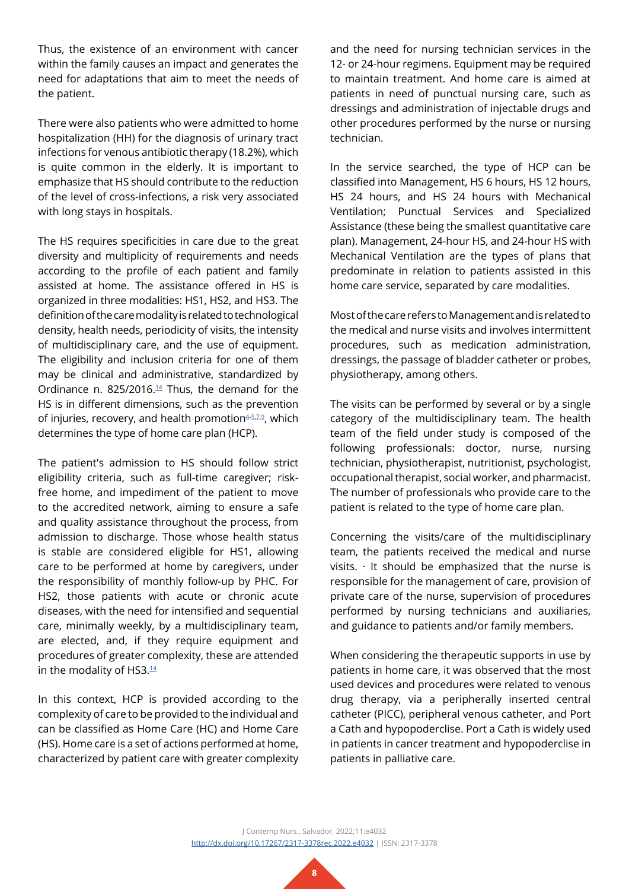Thus, the existence of an environment with cancer within the family causes an impact and generates the need for adaptations that aim to meet the needs of the patient.

There were also patients who were admitted to home hospitalization (HH) for the diagnosis of urinary tract infections for venous antibiotic therapy (18.2%), which is quite common in the elderly. It is important to emphasize that HS should contribute to the reduction of the level of cross-infections, a risk very associated with long stays in hospitals.

The HS requires specificities in care due to the great diversity and multiplicity of requirements and needs according to the profile of each patient and family assisted at home. The assistance offered in HS is organized in three modalities: HS1, HS2, and HS3. The definition of the care modality is related to technological density, health needs, periodicity of visits, the intensity of multidisciplinary care, and the use of equipment. The eligibility and inclusion criteria for one of them may be clinical and administrative, standardized by Ordinance n. 825/2016.[14] Thus, the demand for the HS is in different dimensions, such as the prevention of injuries, recovery, and health promotion[4-5,7,9], which determines the type of home care plan (HCP).

The patient's admission to HS should follow strict eligibility criteria, such as full-time caregiver; risk-free home, and impediment of the patient to move to the accredited network, aiming to ensure a safe and quality assistance throughout the process, from admission to discharge. Those whose health status is stable are considered eligible for HS1, allowing care to be performed at home by caregivers, under the responsibility of monthly follow-up by PHC. For HS2, those patients with acute or chronic acute diseases, with the need for intensified and sequential care, minimally weekly, by a multidisciplinary team, are elected, and, if they require equipment and procedures of greater complexity, these are attended in the modality of HS3.[14]

In this context, HCP is provided according to the complexity of care to be provided to the individual and can be classified as Home Care (HC) and Home Care (HS). Home care is a set of actions performed at home, characterized by patient care with greater complexity and the need for nursing technician services in the 12- or 24-hour regimens. Equipment may be required to maintain treatment. And home care is aimed at patients in need of punctual nursing care, such as dressings and administration of injectable drugs and other procedures performed by the nurse or nursing technician.

In the service searched, the type of HCP can be classified into Management, HS 6 hours, HS 12 hours, HS 24 hours, and HS 24 hours with Mechanical Ventilation; Punctual Services and Specialized Assistance (these being the smallest quantitative care plan). Management, 24-hour HS, and 24-hour HS with Mechanical Ventilation are the types of plans that predominate in relation to patients assisted in this home care service, separated by care modalities.

Most of the care refers to Management and is related to the medical and nurse visits and involves intermittent procedures, such as medication administration, dressings, the passage of bladder catheter or probes, physiotherapy, among others.

The visits can be performed by several or by a single category of the multidisciplinary team. The health team of the field under study is composed of the following professionals: doctor, nurse, nursing technician, physiotherapist, nutritionist, psychologist, occupational therapist, social worker, and pharmacist. The number of professionals who provide care to the patient is related to the type of home care plan.

Concerning the visits/care of the multidisciplinary team, the patients received the medical and nurse visits. · It should be emphasized that the nurse is responsible for the management of care, provision of private care of the nurse, supervision of procedures performed by nursing technicians and auxiliaries, and guidance to patients and/or family members.

When considering the therapeutic supports in use by patients in home care, it was observed that the most used devices and procedures were related to venous drug therapy, via a peripherally inserted central catheter (PICC), peripheral venous catheter, and Port a Cath and hypopoderclise. Port a Cath is widely used in patients in cancer treatment and hypopoderclise in patients in palliative care.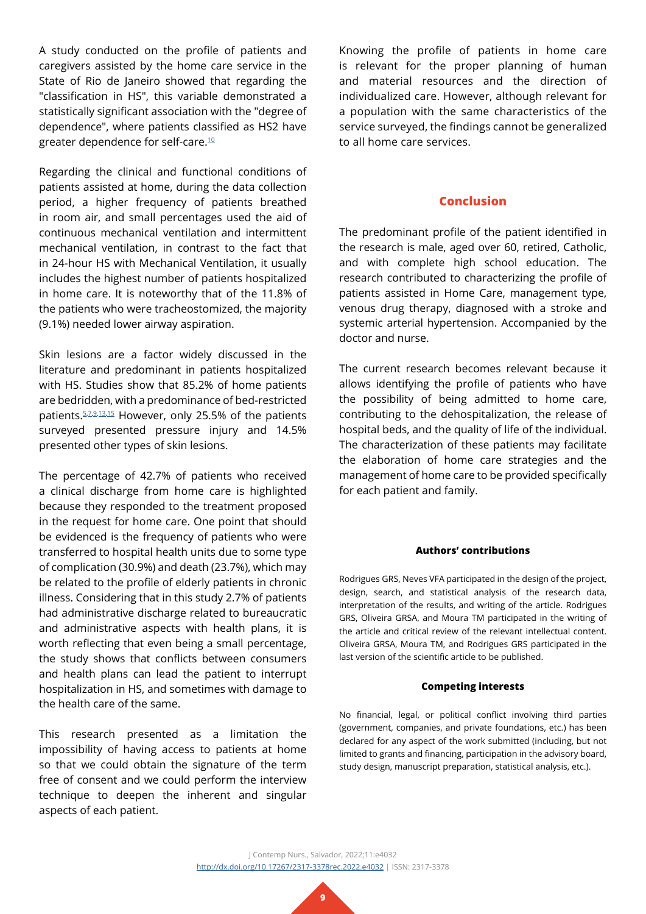A study conducted on the profile of patients and caregivers assisted by the home care service in the State of Rio de Janeiro showed that regarding the "classification in HS", this variable demonstrated a statistically significant association with the "degree of dependence", where patients classified as HS2 have greater dependence for self-care.[10]

Regarding the clinical and functional conditions of patients assisted at home, during the data collection period, a higher frequency of patients breathed in room air, and small percentages used the aid of continuous mechanical ventilation and intermittent mechanical ventilation, in contrast to the fact that in 24-hour HS with Mechanical Ventilation, it usually includes the highest number of patients hospitalized in home care. It is noteworthy that of the 11.8% of the patients who were tracheostomized, the majority (9.1%) needed lower airway aspiration.

Skin lesions are a factor widely discussed in the literature and predominant in patients hospitalized with HS. Studies show that 85.2% of home patients are bedridden, with a predominance of bed-restricted patients.[5,7,9,13,15] However, only 25.5% of the patients surveyed presented pressure injury and 14.5% presented other types of skin lesions.

The percentage of 42.7% of patients who received a clinical discharge from home care is highlighted because they responded to the treatment proposed in the request for home care. One point that should be evidenced is the frequency of patients who were transferred to hospital health units due to some type of complication (30.9%) and death (23.7%), which may be related to the profile of elderly patients in chronic illness. Considering that in this study 2.7% of patients had administrative discharge related to bureaucratic and administrative aspects with health plans, it is worth reflecting that even being a small percentage, the study shows that conflicts between consumers and health plans can lead the patient to interrupt hospitalization in HS, and sometimes with damage to the health care of the same.

This research presented as a limitation the impossibility of having access to patients at home so that we could obtain the signature of the term free of consent and we could perform the interview technique to deepen the inherent and singular aspects of each patient.

Knowing the profile of patients in home care is relevant for the proper planning of human and material resources and the direction of individualized care. However, although relevant for a population with the same characteristics of the service surveyed, the findings cannot be generalized to all home care services.

## Conclusion

The predominant profile of the patient identified in the research is male, aged over 60, retired, Catholic, and with complete high school education. The research contributed to characterizing the profile of patients assisted in Home Care, management type, venous drug therapy, diagnosed with a stroke and systemic arterial hypertension. Accompanied by the doctor and nurse.

The current research becomes relevant because it allows identifying the profile of patients who have the possibility of being admitted to home care, contributing to the dehospitalization, the release of hospital beds, and the quality of life of the individual. The characterization of these patients may facilitate the elaboration of home care strategies and the management of home care to be provided specifically for each patient and family.

#### Authors' contributions

Rodrigues GRS, Neves VFA participated in the design of the project, design, search, and statistical analysis of the research data, interpretation of the results, and writing of the article. Rodrigues GRS, Oliveira GRSA, and Moura TM participated in the writing of the article and critical review of the relevant intellectual content. Oliveira GRSA, Moura TM, and Rodrigues GRS participated in the last version of the scientific article to be published.

#### Competing interests

No financial, legal, or political conflict involving third parties (government, companies, and private foundations, etc.) has been declared for any aspect of the work submitted (including, but not limited to grants and financing, participation in the advisory board, study design, manuscript preparation, statistical analysis, etc.).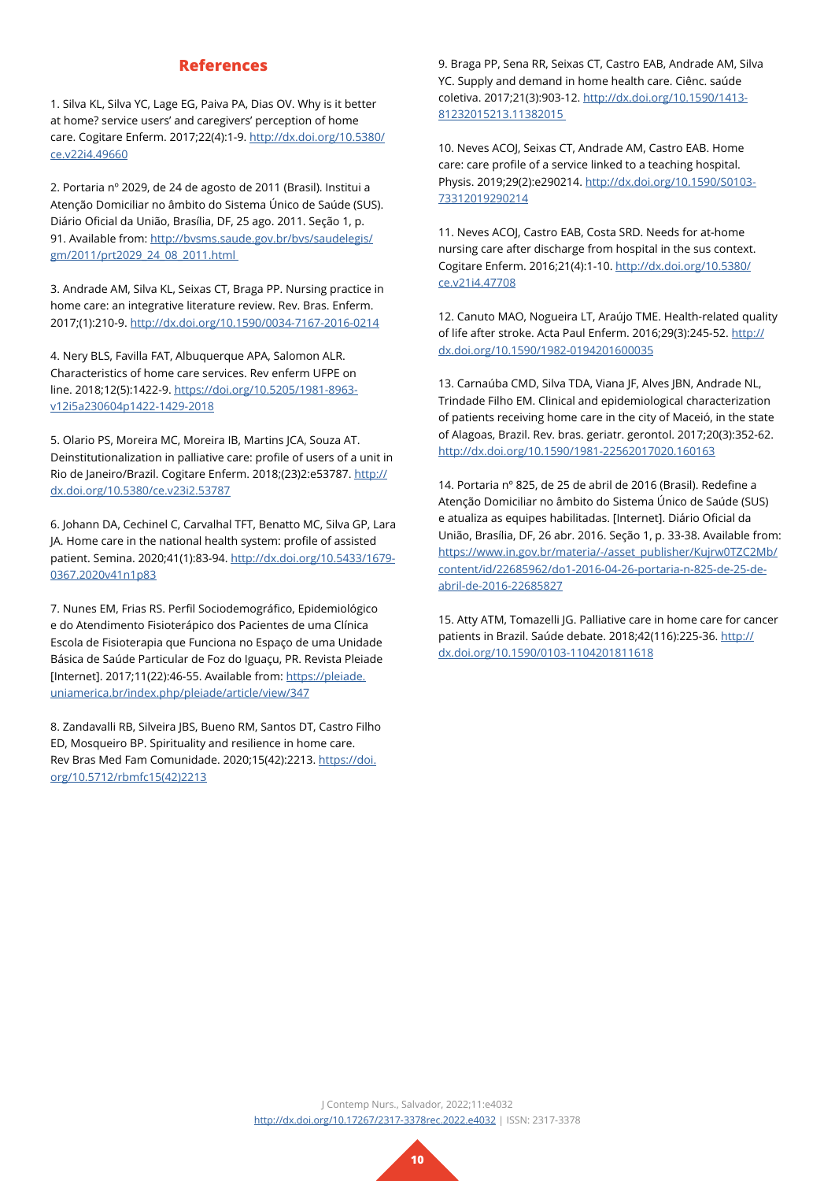## References

1. Silva KL, Silva YC, Lage EG, Paiva PA, Dias OV. Why is it better at home? service users' and caregivers' perception of home care. Cogitare Enferm. 2017;22(4):1-9. http://dx.doi.org/10.5380/ce.v22i4.49660

2. Portaria nº 2029, de 24 de agosto de 2011 (Brasil). Institui a Atenção Domiciliar no âmbito do Sistema Único de Saúde (SUS). Diário Oficial da União, Brasília, DF, 25 ago. 2011. Seção 1, p. 91. Available from: http://bvsms.saude.gov.br/bvs/saudelegis/gm/2011/prt2029_24_08_2011.html

3. Andrade AM, Silva KL, Seixas CT, Braga PP. Nursing practice in home care: an integrative literature review. Rev. Bras. Enferm. 2017;(1):210-9. http://dx.doi.org/10.1590/0034-7167-2016-0214

4. Nery BLS, Favilla FAT, Albuquerque APA, Salomon ALR. Characteristics of home care services. Rev enferm UFPE on line. 2018;12(5):1422-9. https://doi.org/10.5205/1981-8963-v12i5a230604p1422-1429-2018

5. Olario PS, Moreira MC, Moreira IB, Martins JCA, Souza AT. Deinstitutionalization in palliative care: profile of users of a unit in Rio de Janeiro/Brazil. Cogitare Enferm. 2018;(23)2:e53787. http://dx.doi.org/10.5380/ce.v23i2.53787

6. Johann DA, Cechinel C, Carvalhal TFT, Benatto MC, Silva GP, Lara JA. Home care in the national health system: profile of assisted patient. Semina. 2020;41(1):83-94. http://dx.doi.org/10.5433/1679-0367.2020v41n1p83

7. Nunes EM, Frias RS. Perfil Sociodemográfico, Epidemiológico e do Atendimento Fisioterápico dos Pacientes de uma Clínica Escola de Fisioterapia que Funciona no Espaço de uma Unidade Básica de Saúde Particular de Foz do Iguaçu, PR. Revista Pleiade [Internet]. 2017;11(22):46-55. Available from: https://pleiade.uniamerica.br/index.php/pleiade/article/view/347

8. Zandavalli RB, Silveira JBS, Bueno RM, Santos DT, Castro Filho ED, Mosqueiro BP. Spirituality and resilience in home care. Rev Bras Med Fam Comunidade. 2020;15(42):2213. https://doi.org/10.5712/rbmfc15(42)2213

9. Braga PP, Sena RR, Seixas CT, Castro EAB, Andrade AM, Silva YC. Supply and demand in home health care. Ciênc. saúde coletiva. 2017;21(3):903-12. http://dx.doi.org/10.1590/1413-81232015213.11382015

10. Neves ACOJ, Seixas CT, Andrade AM, Castro EAB. Home care: care profile of a service linked to a teaching hospital. Physis. 2019;29(2):e290214. http://dx.doi.org/10.1590/S0103-73312019290214

11. Neves ACOJ, Castro EAB, Costa SRD. Needs for at-home nursing care after discharge from hospital in the sus context. Cogitare Enferm. 2016;21(4):1-10. http://dx.doi.org/10.5380/ce.v21i4.47708

12. Canuto MAO, Nogueira LT, Araújo TME. Health-related quality of life after stroke. Acta Paul Enferm. 2016;29(3):245-52. http://dx.doi.org/10.1590/1982-0194201600035

13. Carnaúba CMD, Silva TDA, Viana JF, Alves JBN, Andrade NL, Trindade Filho EM. Clinical and epidemiological characterization of patients receiving home care in the city of Maceió, in the state of Alagoas, Brazil. Rev. bras. geriatr. gerontol. 2017;20(3):352-62. http://dx.doi.org/10.1590/1981-22562017020.160163

14. Portaria nº 825, de 25 de abril de 2016 (Brasil). Redefine a Atenção Domiciliar no âmbito do Sistema Único de Saúde (SUS) e atualiza as equipes habilitadas. [Internet]. Diário Oficial da União, Brasília, DF, 26 abr. 2016. Seção 1, p. 33-38. Available from: https://www.in.gov.br/materia/-/asset_publisher/Kujrw0TZC2Mb/content/id/22685962/do1-2016-04-26-portaria-n-825-de-25-de-abril-de-2016-22685827

15. Atty ATM, Tomazelli JG. Palliative care in home care for cancer patients in Brazil. Saúde debate. 2018;42(116):225-36. http://dx.doi.org/10.1590/0103-1104201811618